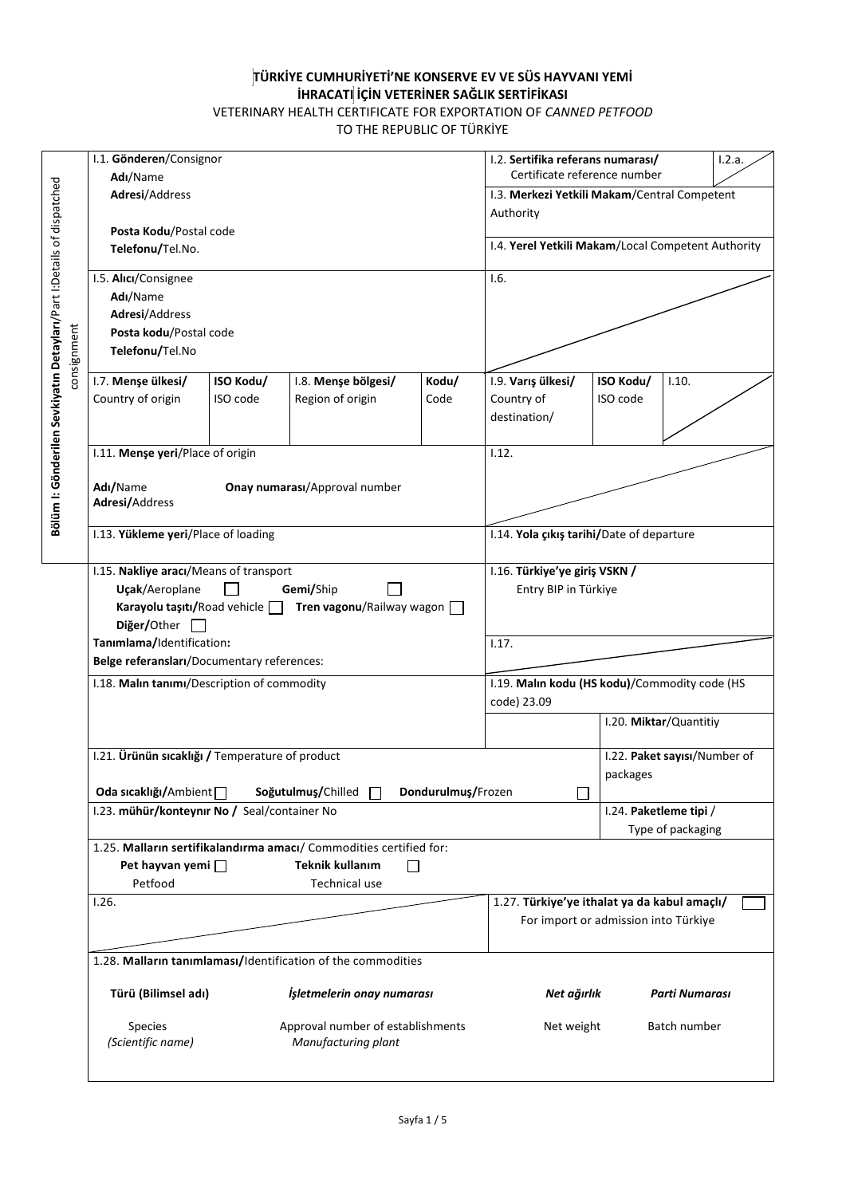# TÜRKİYE CUMHURİYETİ'NE KONSERVE EV VE SÜS HAYVANI YEMİ İHRACATI İÇİN VETERİNER SAĞLIK SERTİFİKASI

VETERINARY HEALTH CERTIFICATE FOR EXPORTATION OF *CANNED PETFOOD* TO THE REPUBLIC OF TÜRKİYE

**Bölüm I: Gönderilen Sevkiyatın Detayları**/Part I:Details of dispatched consignment

| | |
|---|---|
| I.1. **Gönderen**/Consignor<br>**Adı**/Name<br>**Adresi**/Address<br><br>**Posta Kodu**/Postal code<br>**Telefonu/**Tel.No. | I.2. **Sertifika referans numarası/** Certificate reference number — I.2.a.<br><br>I.3. **Merkezi Yetkili Makam**/Central Competent Authority<br><br>I.4. **Yerel Yetkili Makam**/Local Competent Authority |
| I.5. **Alıcı**/Consignee<br>**Adı**/Name<br>**Adresi**/Address<br>**Posta kodu**/Postal code<br>**Telefonu/**Tel.No | I.6. |

| I.7. **Menşe ülkesi/** Country of origin | **ISO Kodu/** ISO code | I.8. **Menşe bölgesi/** Region of origin | **Kodu/** Code | I.9. **Varış ülkesi/** Country of destination/ | **ISO Kodu/** ISO code | I.10. |
|---|---|---|---|---|---|---|

| | |
|---|---|
| I.11. **Menşe yeri**/Place of origin<br><br>**Adı/**Name &nbsp;&nbsp;&nbsp; **Onay numarası**/Approval number<br>**Adresi/**Address | I.12. |
| I.13. **Yükleme yeri**/Place of loading | I.14. **Yola çıkış tarihi**/Date of departure |
| I.15. **Nakliye aracı**/Means of transport<br>**Uçak**/Aeroplane ☐ &nbsp; **Gemi/**Ship ☐<br>**Karayolu taşıtı/**Road vehicle ☐ &nbsp; **Tren vagonu**/Railway wagon ☐<br>**Diğer/**Other ☐<br>**Tanımlama/**Identification**:**<br>**Belge referansları**/Documentary references: | I.16. **Türkiye'ye giriş VSKN /** Entry BIP in Türkiye<br><br>I.17. |
| I.18. **Malın tanımı**/Description of commodity | I.19. **Malın kodu (HS kodu)**/Commodity code (HS code) 23.09<br><br>I.20. **Miktar**/Quantitiy |
| I.21. **Ürünün sıcaklığı /** Temperature of product<br><br>**Oda sıcaklığı/**Ambient ☐ &nbsp; **Soğutulmuş/**Chilled ☐ &nbsp; **Dondurulmuş/**Frozen ☐ | I.22. **Paket sayısı**/Number of packages |
| I.23. **mühür/konteynır No /** Seal/container No | I.24. **Paketleme tipi** / Type of packaging |
| 1.25. **Malların sertifikalandırma amacı**/ Commodities certified for:<br>**Pet hayvan yemi** ☐ Petfood &nbsp;&nbsp; **Teknik kullanım** ☐ Technical use | |
| I.26. | 1.27. **Türkiye'ye ithalat ya da kabul amaçlı/** For import or admission into Türkiye ☐ |

1.28. **Malların tanımlaması/**Identification of the commodities

| **Türü (Bilimsel adı)**<br>Species<br>*(Scientific name)* | ***İşletmelerin onay numarası***<br>Approval number of establishments<br>*Manufacturing plant* | ***Net ağırlık***<br>Net weight | ***Parti Numarası***<br>Batch number |
|---|---|---|---|
| | | | |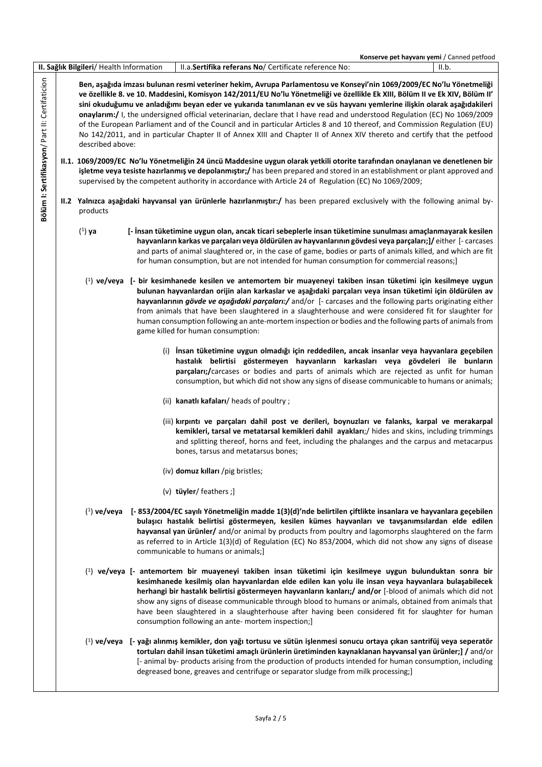**Konserve pet hayvanı yemi** / Canned petfood

| II. Sağlık Bilgileri/ Health Information | II.a.Sertifika referans No/ Certificate reference No: | II.b. |
|---|---|---|

**Bölüm I: Sertifikasyon**/ Part II: Certifaticion

**Ben, aşağıda imzası bulunan resmi veteriner hekim, Avrupa Parlamentosu ve Konseyi'nin 1069/2009/EC No'lu Yönetmeliği ve özellikle 8. ve 10. Maddesini, Komisyon 142/2011/EU No'lu Yönetmeliği ve özellikle Ek XIII, Bölüm II ve Ek XIV, Bölüm II' sini okuduğumu ve anladığımı beyan eder ve yukarıda tanımlanan ev ve süs hayvanı yemlerine ilişkin olarak aşağıdakileri onaylarım:/** I, the undersigned official veterinarian, declare that I have read and understood Regulation (EC) No 1069/2009 of the European Parliament and of the Council and in particular Articles 8 and 10 thereof, and Commission Regulation (EU) No 142/2011, and in particular Chapter II of Annex XIII and Chapter II of Annex XIV thereto and certify that the petfood described above:

**II.1. 1069/2009/EC No'lu Yönetmeliğin 24 üncü Maddesine uygun olarak yetkili otorite tarafından onaylanan ve denetlenen bir işletme veya tesiste hazırlanmış ve depolanmıştır;/** has been prepared and stored in an establishment or plant approved and supervised by the competent authority in accordance with Article 24 of Regulation (EC) No 1069/2009;

**II.2 Yalnızca aşağıdaki hayvansal yan ürünlerle hazırlanmıştır:/** has been prepared exclusively with the following animal by-products

(1) **ya** **[- İnsan tüketimine uygun olan, ancak ticari sebeplerle insan tüketimine sunulması amaçlanmayarak kesilen hayvanların karkas ve parçaları veya öldürülen av hayvanlarının gövdesi veya parçaları;]/** either [- carcases and parts of animal slaughtered or, in the case of game, bodies or parts of animals killed, and which are fit for human consumption, but are not intended for human consumption for commercial reasons;]

(1) **ve/veya** **[- bir kesimhanede kesilen ve antemortem bir muayeneyi takiben insan tüketimi için kesilmeye uygun bulunan hayvanlardan orijin alan karkaslar ve aşağıdaki parçaları veya insan tüketimi için öldürülen av hayvanlarının *gövde ve aşağıdaki parçaları:/*** and/or [- carcases and the following parts originating either from animals that have been slaughtered in a slaughterhouse and were considered fit for slaughter for human consumption following an ante-mortem inspection or bodies and the following parts of animals from game killed for human consumption:

(i) **İnsan tüketimine uygun olmadığı için reddedilen, ancak insanlar veya hayvanlara geçebilen hastalık belirtisi göstermeyen hayvanların karkasları veya gövdeleri ile bunların parçaları;/**carcases or bodies and parts of animals which are rejected as unfit for human consumption, but which did not show any signs of disease communicable to humans or animals;

(ii) **kanatlı kafaları**/ heads of poultry ;

(iii) **kırpıntı ve parçaları dahil post ve derileri, boynuzları ve falanks, karpal ve merakarpal kemikleri, tarsal ve metatarsal kemikleri dahil ayakları**;/ hides and skins, including trimmings and splitting thereof, horns and feet, including the phalanges and the carpus and metacarpus bones, tarsus and metatarsus bones;

(iv) **domuz kılları** /pig bristles;

(v) **tüyler**/ feathers ;]

(1) **ve/veya** **[- 853/2004/EC sayılı Yönetmeliğin madde 1(3)(d)'nde belirtilen çiftlikte insanlara ve hayvanlara geçebilen bulaşıcı hastalık belirtisi göstermeyen, kesilen kümes hayvanları ve tavşanımsılardan elde edilen hayvansal yan ürünler/** and/or animal by products from poultry and lagomorphs slaughtered on the farm as referred to in Article 1(3)(d) of Regulation (EC) No 853/2004, which did not show any signs of disease communicable to humans or animals;]

(1) **ve/veya [- antemortem bir muayeneyi takiben insan tüketimi için kesilmeye uygun bulunduktan sonra bir kesimhanede kesilmiş olan hayvanlardan elde edilen kan yolu ile insan veya hayvanlara bulaşabilecek herhangi bir hastalık belirtisi göstermeyen hayvanların kanları;/ and/or** [-blood of animals which did not show any signs of disease communicable through blood to humans or animals, obtained from animals that have been slaughtered in a slaughterhouse after having been considered fit for slaughter for human consumption following an ante- mortem inspection;]

(1) **ve/veya** **[- yağı alınmış kemikler, don yağı tortusu ve sütün işlenmesi sonucu ortaya çıkan santrifüj veya seperatör tortuları dahil insan tüketimi amaçlı ürünlerin üretiminden kaynaklanan hayvansal yan ürünler;] /** and/or [- animal by- products arising from the production of products intended for human consumption, including degreased bone, greaves and centrifuge or separator sludge from milk processing;]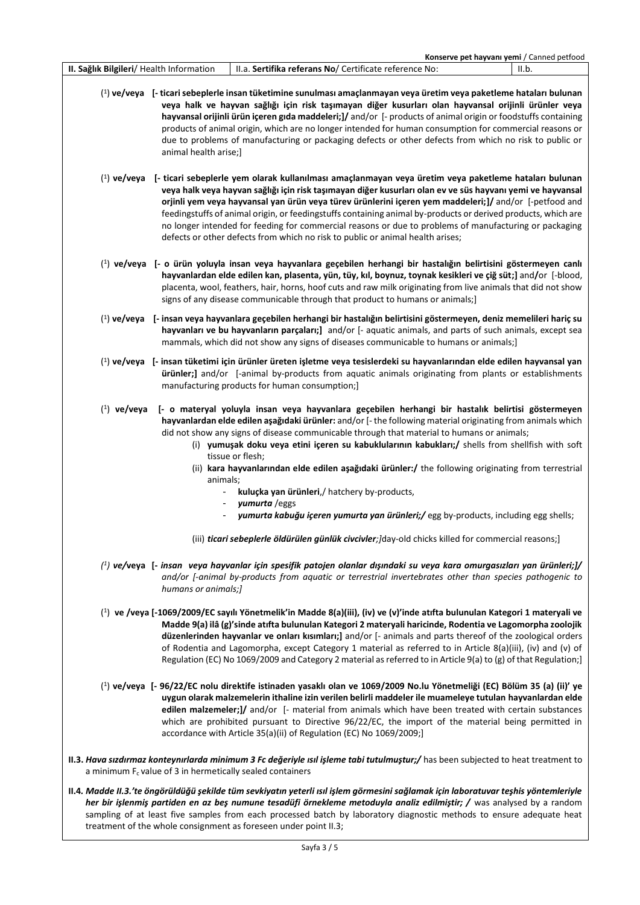| **II. Sağlık Bilgileri**/ Health Information | II.a. **Sertifika referans No**/ Certificate reference No: | II.b. |
|---|---|---|

(1) **ve/veya [- ticari sebeplerle insan tüketimine sunulması amaçlanmayan veya üretim veya paketleme hataları bulunan veya halk ve hayvan sağlığı için risk taşımayan diğer kusurları olan hayvansal orijinli ürünler veya hayvansal orijinli ürün içeren gıda maddeleri;]/** and/or [- products of animal origin or foodstuffs containing products of animal origin, which are no longer intended for human consumption for commercial reasons or due to problems of manufacturing or packaging defects or other defects from which no risk to public or animal health arise;]

(1) **ve/veya [- ticari sebeplerle yem olarak kullanılması amaçlanmayan veya üretim veya paketleme hataları bulunan veya halk veya hayvan sağlığı için risk taşımayan diğer kusurları olan ev ve süs hayvanı yemi ve hayvansal orjinli yem veya hayvansal yan ürün veya türev ürünlerini içeren yem maddeleri;]/** and/or [-petfood and feedingstuffs of animal origin, or feedingstuffs containing animal by-products or derived products, which are no longer intended for feeding for commercial reasons or due to problems of manufacturing or packaging defects or other defects from which no risk to public or animal health arises;

(1) **ve/veya [- o ürün yoluyla insan veya hayvanlara geçebilen herhangi bir hastalığın belirtisini göstermeyen canlı hayvanlardan elde edilen kan, plasenta, yün, tüy, kıl, boynuz, toynak kesikleri ve çiğ süt;]** and/or [-blood, placenta, wool, feathers, hair, horns, hoof cuts and raw milk originating from live animals that did not show signs of any disease communicable through that product to humans or animals;]

(1) **ve/veya [- insan veya hayvanlara geçebilen herhangi bir hastalığın belirtisini göstermeyen, deniz memelileri hariç su hayvanları ve bu hayvanların parçaları;]** and/or [- aquatic animals, and parts of such animals, except sea mammals, which did not show any signs of diseases communicable to humans or animals;]

(1) **ve/veya [- insan tüketimi için ürünler üreten işletme veya tesislerdeki su hayvanlarından elde edilen hayvansal yan ürünler;]** and/or [-animal by-products from aquatic animals originating from plants or establishments manufacturing products for human consumption;]

(1) **ve/veya [- o materyal yoluyla insan veya hayvanlara geçebilen herhangi bir hastalık belirtisi göstermeyen hayvanlardan elde edilen aşağıdaki ürünler:** and/or [- the following material originating from animals which did not show any signs of disease communicable through that material to humans or animals;

(i) **yumuşak doku veya etini içeren su kabukluların kabukları;/** shells from shellfish with soft tissue or flesh;

(ii) **kara hayvanlarından elde edilen aşağıdaki ürünler:/** the following originating from terrestrial animals;

- **kuluçka yan ürünleri**,/ hatchery by-products,
- ***yumurta*** /eggs
- ***yumurta kabuğu içeren yumurta yan ürünleri;/*** egg by-products, including egg shells;

(iii) ***ticari sebeplerle öldürülen günlük civcivler;]***day-old chicks killed for commercial reasons;]

*(1)* ***ve/veya [- insan veya hayvanlar için spesifik patojen olanlar dışındaki su veya kara omurgasızları yan ürünleri;]/*** *and/or [-animal by-products from aquatic or terrestrial invertebrates other than species pathogenic to humans or animals;]*

(1) **ve /veya [-1069/2009/EC sayılı Yönetmelik'in Madde 8(a)(iii), (iv) ve (v)'inde atıfta bulunulan Kategori 1 materyali ve Madde 9(a) ilâ (g)'sinde atıfta bulunulan Kategori 2 materyali haricinde, Rodentia ve Lagomorpha zoolojik düzenlerinden hayvanlar ve onları kısımları;]** and/or [- animals and parts thereof of the zoological orders of Rodentia and Lagomorpha, except Category 1 material as referred to in Article 8(a)(iii), (iv) and (v) of Regulation (EC) No 1069/2009 and Category 2 material as referred to in Article 9(a) to (g) of that Regulation;]

(1) **ve/veya [- 96/22/EC nolu direktife istinaden yasaklı olan ve 1069/2009 No.lu Yönetmeliği (EC) Bölüm 35 (a) (ii)' ye uygun olarak malzemelerin ithaline izin verilen belirli maddeler ile muameleye tutulan hayvanlardan elde edilen malzemeler;]/** and/or [- material from animals which have been treated with certain substances which are prohibited pursuant to Directive 96/22/EC, the import of the material being permitted in accordance with Article 35(a)(ii) of Regulation (EC) No 1069/2009;]

**II.3.** ***Hava sızdırmaz konteynırlarda minimum 3 Fc değeriyle ısıl işleme tabi tutulmuştur;/*** has been subjected to heat treatment to a minimum $F_c$ value of 3 in hermetically sealed containers

**II.4.** ***Madde II.3.'te öngörüldüğü şekilde tüm sevkiyatın yeterli ısıl işlem görmesini sağlamak için laboratuvar teşhis yöntemleriyle her bir işlenmiş partiden en az beş numune tesadüfi örnekleme metoduyla analiz edilmiştir; /*** was analysed by a random sampling of at least five samples from each processed batch by laboratory diagnostic methods to ensure adequate heat treatment of the whole consignment as foreseen under point II.3;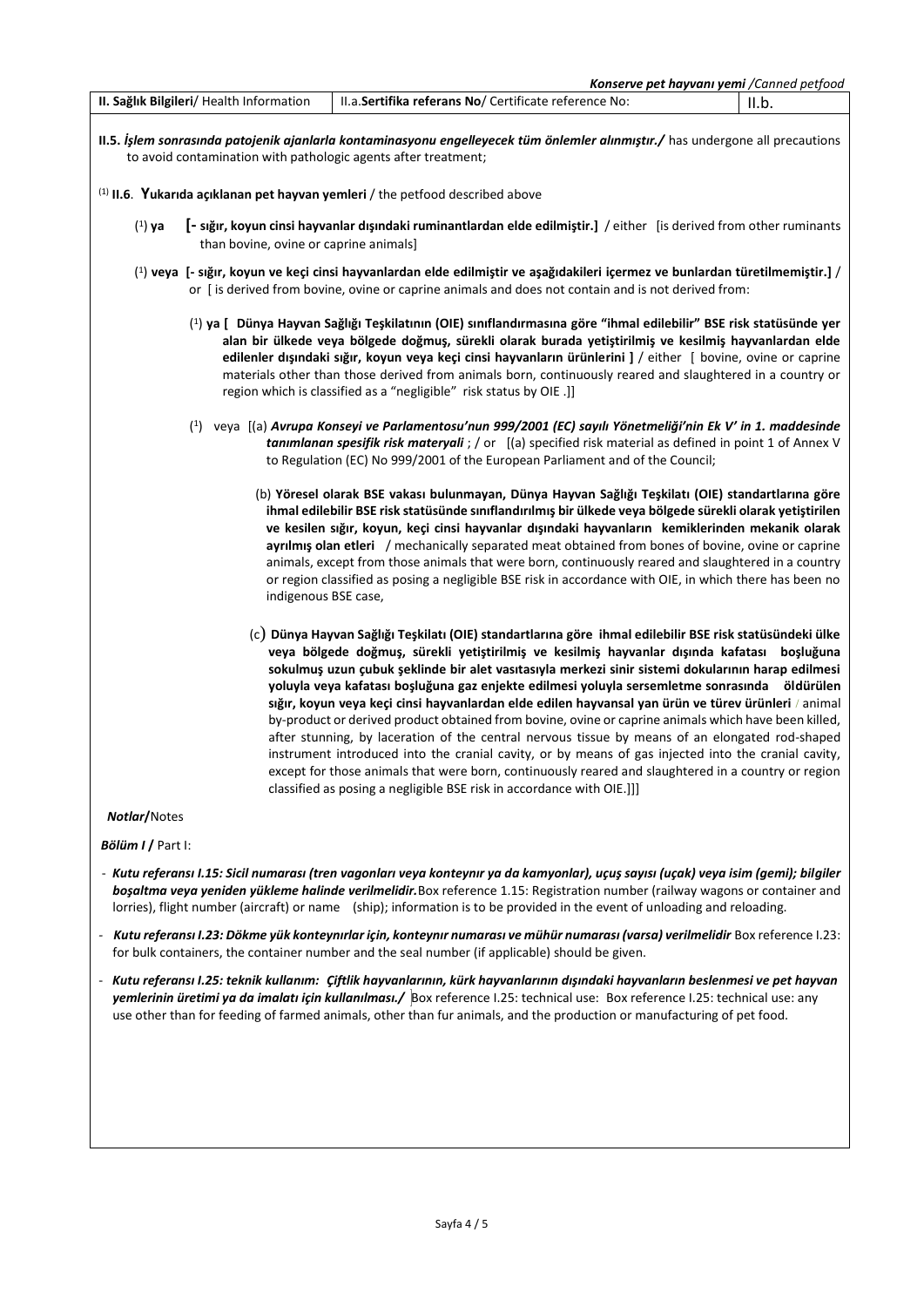*Konserve pet hayvanı yemi /Canned petfood*

| **II. Sağlık Bilgileri**/ Health Information | II.a.**Sertifika referans No**/ Certificate reference No: | II.b. |
| --- | --- | --- |

**II.5.** ***İşlem sonrasında patojenik ajanlarla kontaminasyonu engelleyecek tüm önlemler alınmıştır./*** has undergone all precautions to avoid contamination with pathologic agents after treatment;

(1) **II.6**. **Yukarıda açıklanan pet hayvan yemleri** / the petfood described above

(1) **ya** **[- sığır, koyun cinsi hayvanlar dışındaki ruminantlardan elde edilmiştir.]** / either [is derived from other ruminants than bovine, ovine or caprine animals]

(1) **veya [- sığır, koyun ve keçi cinsi hayvanlardan elde edilmiştir ve aşağıdakileri içermez ve bunlardan türetilmemiştir.]** / or [ is derived from bovine, ovine or caprine animals and does not contain and is not derived from:

(1) **ya [ Dünya Hayvan Sağlığı Teşkilatının (OIE) sınıflandırmasına göre "ihmal edilebilir" BSE risk statüsünde yer alan bir ülkede veya bölgede doğmuş, sürekli olarak burada yetiştirilmiş ve kesilmiş hayvanlardan elde edilenler dışındaki sığır, koyun veya keçi cinsi hayvanların ürünlerini ]** / either [ bovine, ovine or caprine materials other than those derived from animals born, continuously reared and slaughtered in a country or region which is classified as a "negligible" risk status by OIE .]]

(1) veya [(a) ***Avrupa Konseyi ve Parlamentosu'nun 999/2001 (EC) sayılı Yönetmeliği'nin Ek V' in 1. maddesinde tanımlanan spesifik risk materyali*** ; / or [(a) specified risk material as defined in point 1 of Annex V to Regulation (EC) No 999/2001 of the European Parliament and of the Council;

(b) **Yöresel olarak BSE vakası bulunmayan, Dünya Hayvan Sağlığı Teşkilatı (OIE) standartlarına göre ihmal edilebilir BSE risk statüsünde sınıflandırılmış bir ülkede veya bölgede sürekli olarak yetiştirilen ve kesilen sığır, koyun, keçi cinsi hayvanlar dışındaki hayvanların kemiklerinden mekanik olarak ayrılmış olan etleri** / mechanically separated meat obtained from bones of bovine, ovine or caprine animals, except from those animals that were born, continuously reared and slaughtered in a country or region classified as posing a negligible BSE risk in accordance with OIE, in which there has been no indigenous BSE case,

(c) **Dünya Hayvan Sağlığı Teşkilatı (OIE) standartlarına göre ihmal edilebilir BSE risk statüsündeki ülke veya bölgede doğmuş, sürekli yetiştirilmiş ve kesilmiş hayvanlar dışında kafatası boşluğuna sokulmuş uzun çubuk şeklinde bir alet vasıtasıyla merkezi sinir sistemi dokularının harap edilmesi yoluyla veya kafatası boşluğuna gaz enjekte edilmesi yoluyla sersemletme sonrasında öldürülen sığır, koyun veya keçi cinsi hayvanlardan elde edilen hayvansal yan ürün ve türev ürünleri** / animal by-product or derived product obtained from bovine, ovine or caprine animals which have been killed, after stunning, by laceration of the central nervous tissue by means of an elongated rod-shaped instrument introduced into the cranial cavity, or by means of gas injected into the cranial cavity, except for those animals that were born, continuously reared and slaughtered in a country or region classified as posing a negligible BSE risk in accordance with OIE.]]]

***Notlar/***Notes

***Bölüm I /*** Part I:

- ***Kutu referansı I.15: Sicil numarası (tren vagonları veya konteynır ya da kamyonlar), uçuş sayısı (uçak) veya isim (gemi); bilgiler boşaltma veya yeniden yükleme halinde verilmelidir.*** Box reference 1.15: Registration number (railway wagons or container and lorries), flight number (aircraft) or name (ship); information is to be provided in the event of unloading and reloading.
- ***Kutu referansı I.23: Dökme yük konteynırlar için, konteynır numarası ve mühür numarası (varsa) verilmelidir*** Box reference I.23: for bulk containers, the container number and the seal number (if applicable) should be given.
- ***Kutu referansı I.25: teknik kullanım: Çiftlik hayvanlarının, kürk hayvanlarının dışındaki hayvanların beslenmesi ve pet hayvan yemlerinin üretimi ya da imalatı için kullanılması./*** Box reference I.25: technical use: Box reference I.25: technical use: any use other than for feeding of farmed animals, other than fur animals, and the production or manufacturing of pet food.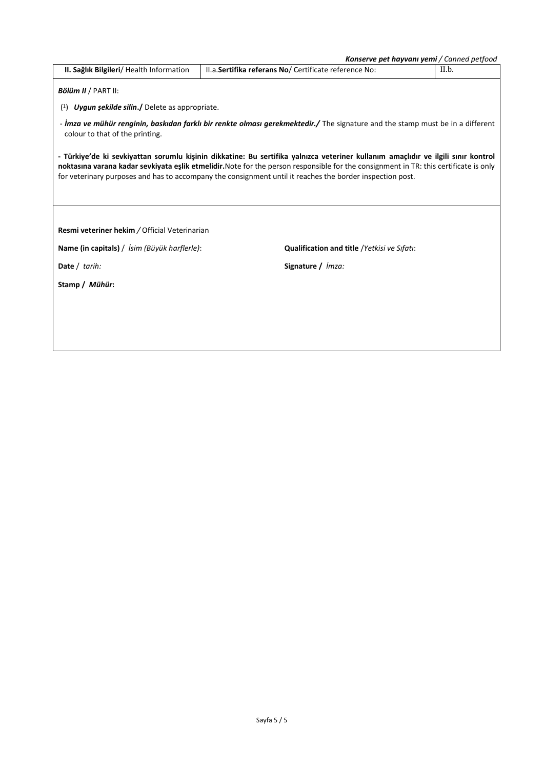***Konserve pet hayvanı yemi** / Canned petfood*

| **II. Sağlık Bilgileri**/ Health Information | II.a.**Sertifika referans No**/ Certificate reference No: | II.b. |
| --- | --- | --- |

***Bölüm II*** / PART II:

(1) ***Uygun şekilde silin*./** Delete as appropriate.

- ***İmza ve mühür renginin, baskıdan farklı bir renkte olması gerekmektedir./*** The signature and the stamp must be in a different colour to that of the printing.

**- Türkiye'de ki sevkiyattan sorumlu kişinin dikkatine: Bu sertifika yalnızca veteriner kullanım amaçlıdır ve ilgili sınır kontrol noktasına varana kadar sevkiyata eşlik etmelidir.**Note for the person responsible for the consignment in TR: this certificate is only for veterinary purposes and has to accompany the consignment until it reaches the border inspection post.

**Resmi veteriner hekim** */* Official Veterinarian

**Name (in capitals)** / *İsim (Büyük harflerle)*:

**Qualification and title** /*Yetkisi ve Sıfatı*:

**Date** / *tarih:*

**Signature /** *İmza:*

**Stamp /** ***Mühür*:**